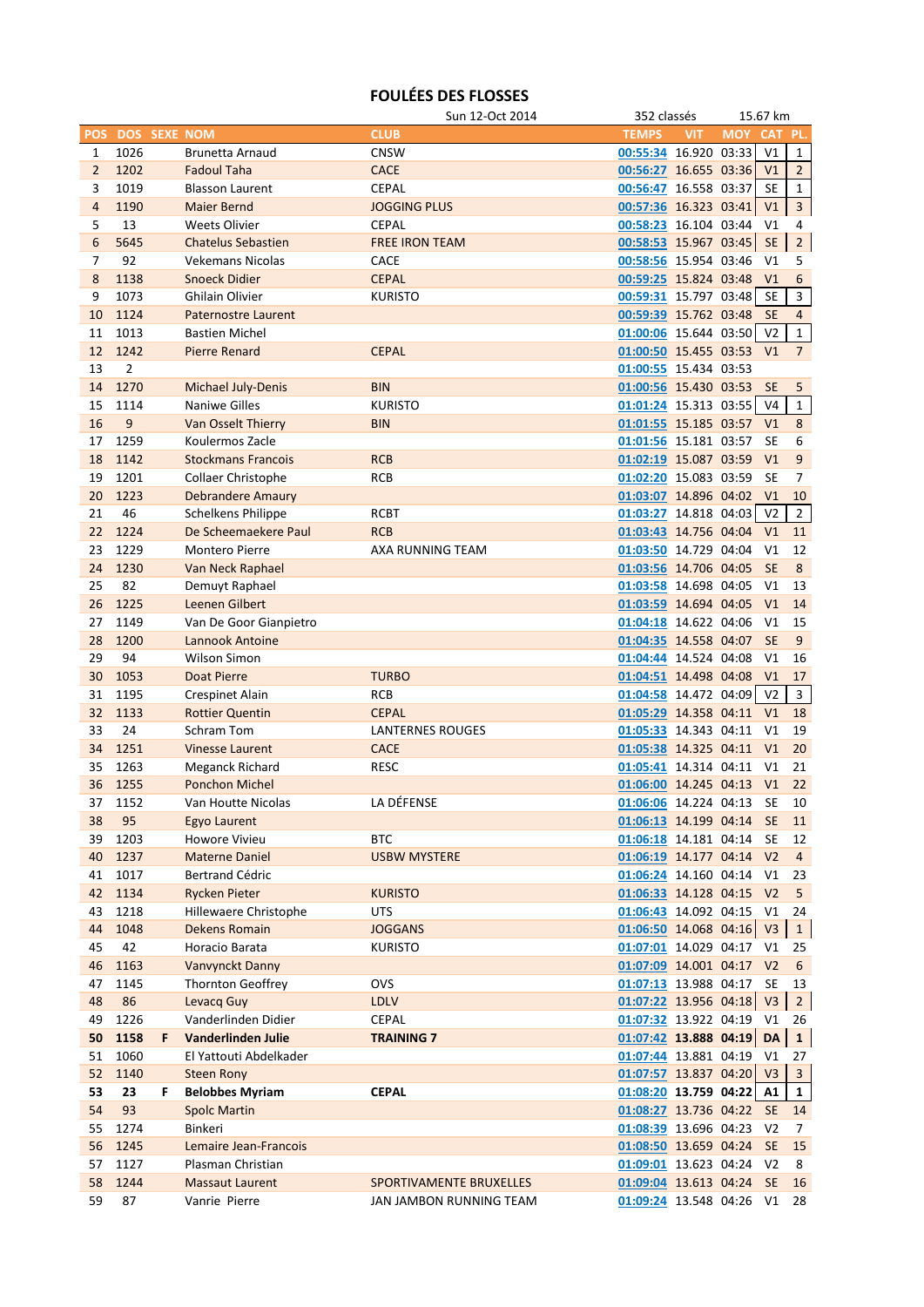# FOULÉES DES FLOSSES

Sun 12-Oct 2014 — 352 classés — 15.67 km

| POS | DOS | SEXE | NOM | CLUB | TEMPS | VIT | MOY | CAT | PL. |
|---|---|---|---|---|---|---|---|---|---|
| 1 | 1026 | | Brunetta Arnaud | CNSW | 00:55:34 | 16.920 | 03:33 | V1 | 1 |
| 2 | 1202 | | Fadoul Taha | CACE | 00:56:27 | 16.655 | 03:36 | V1 | 2 |
| 3 | 1019 | | Blasson Laurent | CEPAL | 00:56:47 | 16.558 | 03:37 | SE | 1 |
| 4 | 1190 | | Maier Bernd | JOGGING PLUS | 00:57:36 | 16.323 | 03:41 | V1 | 3 |
| 5 | 13 | | Weets Olivier | CEPAL | 00:58:23 | 16.104 | 03:44 | V1 | 4 |
| 6 | 5645 | | Chatelus Sebastien | FREE IRON TEAM | 00:58:53 | 15.967 | 03:45 | SE | 2 |
| 7 | 92 | | Vekemans Nicolas | CACE | 00:58:56 | 15.954 | 03:46 | V1 | 5 |
| 8 | 1138 | | Snoeck Didier | CEPAL | 00:59:25 | 15.824 | 03:48 | V1 | 6 |
| 9 | 1073 | | Ghilain Olivier | KURISTO | 00:59:31 | 15.797 | 03:48 | SE | 3 |
| 10 | 1124 | | Paternostre Laurent | | 00:59:39 | 15.762 | 03:48 | SE | 4 |
| 11 | 1013 | | Bastien Michel | | 01:00:06 | 15.644 | 03:50 | V2 | 1 |
| 12 | 1242 | | Pierre Renard | CEPAL | 01:00:50 | 15.455 | 03:53 | V1 | 7 |
| 13 | 2 | | | | 01:00:55 | 15.434 | 03:53 | | |
| 14 | 1270 | | Michael July-Denis | BIN | 01:00:56 | 15.430 | 03:53 | SE | 5 |
| 15 | 1114 | | Naniwe Gilles | KURISTO | 01:01:24 | 15.313 | 03:55 | V4 | 1 |
| 16 | 9 | | Van Osselt Thierry | BIN | 01:01:55 | 15.185 | 03:57 | V1 | 8 |
| 17 | 1259 | | Koulermos Zacle | | 01:01:56 | 15.181 | 03:57 | SE | 6 |
| 18 | 1142 | | Stockmans Francois | RCB | 01:02:19 | 15.087 | 03:59 | V1 | 9 |
| 19 | 1201 | | Collaer Christophe | RCB | 01:02:20 | 15.083 | 03:59 | SE | 7 |
| 20 | 1223 | | Debrandere Amaury | | 01:03:07 | 14.896 | 04:02 | V1 | 10 |
| 21 | 46 | | Schelkens Philippe | RCBT | 01:03:27 | 14.818 | 04:03 | V2 | 2 |
| 22 | 1224 | | De Scheemaekere Paul | RCB | 01:03:43 | 14.756 | 04:04 | V1 | 11 |
| 23 | 1229 | | Montero Pierre | AXA RUNNING TEAM | 01:03:50 | 14.729 | 04:04 | V1 | 12 |
| 24 | 1230 | | Van Neck Raphael | | 01:03:56 | 14.706 | 04:05 | SE | 8 |
| 25 | 82 | | Demuyt Raphael | | 01:03:58 | 14.698 | 04:05 | V1 | 13 |
| 26 | 1225 | | Leenen Gilbert | | 01:03:59 | 14.694 | 04:05 | V1 | 14 |
| 27 | 1149 | | Van De Goor Gianpietro | | 01:04:18 | 14.622 | 04:06 | V1 | 15 |
| 28 | 1200 | | Lannook Antoine | | 01:04:35 | 14.558 | 04:07 | SE | 9 |
| 29 | 94 | | Wilson Simon | | 01:04:44 | 14.524 | 04:08 | V1 | 16 |
| 30 | 1053 | | Doat Pierre | TURBO | 01:04:51 | 14.498 | 04:08 | V1 | 17 |
| 31 | 1195 | | Crespinet Alain | RCB | 01:04:58 | 14.472 | 04:09 | V2 | 3 |
| 32 | 1133 | | Rottier Quentin | CEPAL | 01:05:29 | 14.358 | 04:11 | V1 | 18 |
| 33 | 24 | | Schram Tom | LANTERNES ROUGES | 01:05:33 | 14.343 | 04:11 | V1 | 19 |
| 34 | 1251 | | Vinesse Laurent | CACE | 01:05:38 | 14.325 | 04:11 | V1 | 20 |
| 35 | 1263 | | Meganck Richard | RESC | 01:05:41 | 14.314 | 04:11 | V1 | 21 |
| 36 | 1255 | | Ponchon Michel | | 01:06:00 | 14.245 | 04:13 | V1 | 22 |
| 37 | 1152 | | Van Houtte Nicolas | LA DÉFENSE | 01:06:06 | 14.224 | 04:13 | SE | 10 |
| 38 | 95 | | Egyo Laurent | | 01:06:13 | 14.199 | 04:14 | SE | 11 |
| 39 | 1203 | | Howore Vivieu | BTC | 01:06:18 | 14.181 | 04:14 | SE | 12 |
| 40 | 1237 | | Materne Daniel | USBW MYSTERE | 01:06:19 | 14.177 | 04:14 | V2 | 4 |
| 41 | 1017 | | Bertrand Cédric | | 01:06:24 | 14.160 | 04:14 | V1 | 23 |
| 42 | 1134 | | Rycken Pieter | KURISTO | 01:06:33 | 14.128 | 04:15 | V2 | 5 |
| 43 | 1218 | | Hillewaere Christophe | UTS | 01:06:43 | 14.092 | 04:15 | V1 | 24 |
| 44 | 1048 | | Dekens Romain | JOGGANS | 01:06:50 | 14.068 | 04:16 | V3 | 1 |
| 45 | 42 | | Horacio Barata | KURISTO | 01:07:01 | 14.029 | 04:17 | V1 | 25 |
| 46 | 1163 | | Vanvynckt Danny | | 01:07:09 | 14.001 | 04:17 | V2 | 6 |
| 47 | 1145 | | Thornton Geoffrey | OVS | 01:07:13 | 13.988 | 04:17 | SE | 13 |
| 48 | 86 | | Levacq Guy | LDLV | 01:07:22 | 13.956 | 04:18 | V3 | 2 |
| 49 | 1226 | | Vanderlinden Didier | CEPAL | 01:07:32 | 13.922 | 04:19 | V1 | 26 |
| **50** | **1158** | **F** | **Vanderlinden Julie** | **TRAINING 7** | 01:07:42 | **13.888** | **04:19** | **DA** | **1** |
| 51 | 1060 | | El Yattouti Abdelkader | | 01:07:44 | 13.881 | 04:19 | V1 | 27 |
| 52 | 1140 | | Steen Rony | | 01:07:57 | 13.837 | 04:20 | V3 | 3 |
| **53** | **23** | **F** | **Belobbes Myriam** | **CEPAL** | 01:08:20 | **13.759** | **04:22** | **A1** | **1** |
| 54 | 93 | | Spolc Martin | | 01:08:27 | 13.736 | 04:22 | SE | 14 |
| 55 | 1274 | | Binkeri | | 01:08:39 | 13.696 | 04:23 | V2 | 7 |
| 56 | 1245 | | Lemaire Jean-Francois | | 01:08:50 | 13.659 | 04:24 | SE | 15 |
| 57 | 1127 | | Plasman Christian | | 01:09:01 | 13.623 | 04:24 | V2 | 8 |
| 58 | 1244 | | Massaut Laurent | SPORTIVAMENTE BRUXELLES | 01:09:04 | 13.613 | 04:24 | SE | 16 |
| 59 | 87 | | Vanrie Pierre | JAN JAMBON RUNNING TEAM | 01:09:24 | 13.548 | 04:26 | V1 | 28 |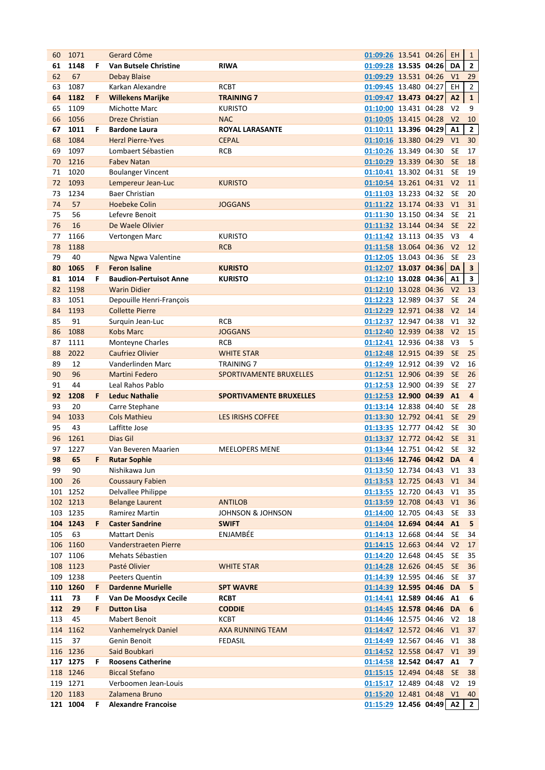| | | | | | | | | | |
|---|---|---|---|---|---|---|---|---|---|
| 60 | 1071 | | Gerard Côme | | 01:09:26 | 13.541 | 04:26 | EH | 1 |
| **61** | **1148** | **F** | **Van Butsele Christine** | **RIWA** | 01:09:28 | **13.535** | **04:26** | **DA** | **2** |
| 62 | 67 | | Debay Blaise | | 01:09:29 | 13.531 | 04:26 | V1 | 29 |
| 63 | 1087 | | Karkan Alexandre | RCBT | 01:09:45 | 13.480 | 04:27 | EH | 2 |
| **64** | **1182** | **F** | **Willekens Marijke** | **TRAINING 7** | 01:09:47 | **13.473** | **04:27** | **A2** | **1** |
| 65 | 1109 | | Michotte Marc | KURISTO | 01:10:00 | 13.431 | 04:28 | V2 | 9 |
| 66 | 1056 | | Dreze Christian | NAC | 01:10:05 | 13.415 | 04:28 | V2 | 10 |
| **67** | **1011** | **F** | **Bardone Laura** | **ROYAL LARASANTE** | 01:10:11 | **13.396** | **04:29** | **A1** | **2** |
| 68 | 1084 | | Herzl Pierre-Yves | CEPAL | 01:10:16 | 13.380 | 04:29 | V1 | 30 |
| 69 | 1097 | | Lombaert Sébastien | RCB | 01:10:26 | 13.349 | 04:30 | SE | 17 |
| 70 | 1216 | | Fabev Natan | | 01:10:29 | 13.339 | 04:30 | SE | 18 |
| 71 | 1020 | | Boulanger Vincent | | 01:10:41 | 13.302 | 04:31 | SE | 19 |
| 72 | 1093 | | Lempereur Jean-Luc | KURISTO | 01:10:54 | 13.261 | 04:31 | V2 | 11 |
| 73 | 1234 | | Baer Christian | | 01:11:03 | 13.233 | 04:32 | SE | 20 |
| 74 | 57 | | Hoebeke Colin | JOGGANS | 01:11:22 | 13.174 | 04:33 | V1 | 31 |
| 75 | 56 | | Lefevre Benoit | | 01:11:30 | 13.150 | 04:34 | SE | 21 |
| 76 | 16 | | De Waele Olivier | | 01:11:32 | 13.144 | 04:34 | SE | 22 |
| 77 | 1166 | | Vertongen Marc | KURISTO | 01:11:42 | 13.113 | 04:35 | V3 | 4 |
| 78 | 1188 | | | RCB | 01:11:58 | 13.064 | 04:36 | V2 | 12 |
| 79 | 40 | | Ngwa Ngwa Valentine | | 01:12:05 | 13.043 | 04:36 | SE | 23 |
| **80** | **1065** | **F** | **Feron Isaline** | **KURISTO** | 01:12:07 | **13.037** | **04:36** | **DA** | **3** |
| **81** | **1014** | **F** | **Baudion-Pertuisot Anne** | **KURISTO** | 01:12:10 | **13.028** | **04:36** | **A1** | **3** |
| 82 | 1198 | | Warin Didier | | 01:12:10 | 13.028 | 04:36 | V2 | 13 |
| 83 | 1051 | | Depouille Henri-François | | 01:12:23 | 12.989 | 04:37 | SE | 24 |
| 84 | 1193 | | Collette Pierre | | 01:12:29 | 12.971 | 04:38 | V2 | 14 |
| 85 | 91 | | Surquin Jean-Luc | RCB | 01:12:37 | 12.947 | 04:38 | V1 | 32 |
| 86 | 1088 | | Kobs Marc | JOGGANS | 01:12:40 | 12.939 | 04:38 | V2 | 15 |
| 87 | 1111 | | Monteyne Charles | RCB | 01:12:41 | 12.936 | 04:38 | V3 | 5 |
| 88 | 2022 | | Caufriez Olivier | WHITE STAR | 01:12:48 | 12.915 | 04:39 | SE | 25 |
| 89 | 12 | | Vanderlinden Marc | TRAINING 7 | 01:12:49 | 12.912 | 04:39 | V2 | 16 |
| 90 | 96 | | Martini Federo | SPORTIVAMENTE BRUXELLES | 01:12:51 | 12.906 | 04:39 | SE | 26 |
| 91 | 44 | | Leal Rahos Pablo | | 01:12:53 | 12.900 | 04:39 | SE | 27 |
| **92** | **1208** | **F** | **Leduc Nathalie** | **SPORTIVAMENTE BRUXELLES** | 01:12:53 | **12.900** | **04:39** | **A1** | **4** |
| 93 | 20 | | Carre Stephane | | 01:13:14 | 12.838 | 04:40 | SE | 28 |
| 94 | 1033 | | Cols Mathieu | LES IRISHS COFFEE | 01:13:30 | 12.792 | 04:41 | SE | 29 |
| 95 | 43 | | Laffitte Jose | | 01:13:35 | 12.777 | 04:42 | SE | 30 |
| 96 | 1261 | | Dias Gil | | 01:13:37 | 12.772 | 04:42 | SE | 31 |
| 97 | 1227 | | Van Beveren Maarien | MEELOPERS MENE | 01:13:44 | 12.751 | 04:42 | SE | 32 |
| **98** | **65** | **F** | **Rutar Sophie** | | 01:13:46 | **12.746** | **04:42** | **DA** | **4** |
| 99 | 90 | | Nishikawa Jun | | 01:13:50 | 12.734 | 04:43 | V1 | 33 |
| 100 | 26 | | Coussaury Fabien | | 01:13:53 | 12.725 | 04:43 | V1 | 34 |
| 101 | 1252 | | Delvallee Philippe | | 01:13:55 | 12.720 | 04:43 | V1 | 35 |
| 102 | 1213 | | Belange Laurent | ANTILOB | 01:13:59 | 12.708 | 04:43 | V1 | 36 |
| 103 | 1235 | | Ramirez Martin | JOHNSON & JOHNSON | 01:14:00 | 12.705 | 04:43 | SE | 33 |
| **104** | **1243** | **F** | **Caster Sandrine** | **SWIFT** | 01:14:04 | **12.694** | **04:44** | **A1** | **5** |
| 105 | 63 | | Mattart Denis | ENJAMBÉE | 01:14:13 | 12.668 | 04:44 | SE | 34 |
| 106 | 1160 | | Vanderstraeten Pierre | | 01:14:15 | 12.663 | 04:44 | V2 | 17 |
| 107 | 1106 | | Mehats Sébastien | | 01:14:20 | 12.648 | 04:45 | SE | 35 |
| 108 | 1123 | | Pasté Olivier | WHITE STAR | 01:14:28 | 12.626 | 04:45 | SE | 36 |
| 109 | 1238 | | Peeters Quentin | | 01:14:39 | 12.595 | 04:46 | SE | 37 |
| **110** | **1260** | **F** | **Dardenne Murielle** | **SPT WAVRE** | 01:14:39 | **12.595** | **04:46** | **DA** | **5** |
| **111** | **73** | **F** | **Van De Moosdyx Cecile** | **RCBT** | 01:14:41 | **12.589** | **04:46** | **A1** | **6** |
| **112** | **29** | **F** | **Dutton Lisa** | **CODDIE** | 01:14:45 | **12.578** | **04:46** | **DA** | **6** |
| 113 | 45 | | Mabert Benoit | KCBT | 01:14:46 | 12.575 | 04:46 | V2 | 18 |
| 114 | 1162 | | Vanhemelryck Daniel | AXA RUNNING TEAM | 01:14:47 | 12.572 | 04:46 | V1 | 37 |
| 115 | 37 | | Genin Benoit | FEDASIL | 01:14:49 | 12.567 | 04:46 | V1 | 38 |
| 116 | 1236 | | Said Boubkari | | 01:14:52 | 12.558 | 04:47 | V1 | 39 |
| **117** | **1275** | **F** | **Roosens Catherine** | | 01:14:58 | **12.542** | **04:47** | **A1** | **7** |
| 118 | 1246 | | Biccal Stefano | | 01:15:15 | 12.494 | 04:48 | SE | 38 |
| 119 | 1271 | | Verboomen Jean-Louis | | 01:15:17 | 12.489 | 04:48 | V2 | 19 |
| 120 | 1183 | | Zalamena Bruno | | 01:15:20 | 12.481 | 04:48 | V1 | 40 |
| **121** | **1004** | **F** | **Alexandre Francoise** | | 01:15:29 | **12.456** | **04:49** | **A2** | **2** |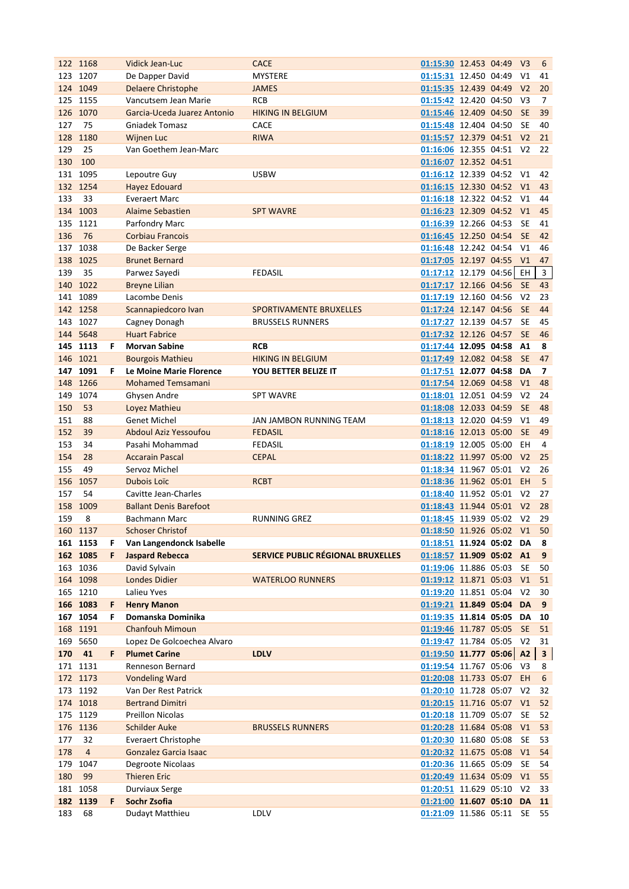| | | | | | | | | | |
|---|---|---|---|---|---|---|---|---|---|
| 122 | 1168 | | Vidick Jean-Luc | CACE | 01:15:30 | 12.453 | 04:49 | V3 | 6 |
| 123 | 1207 | | De Dapper David | MYSTERE | 01:15:31 | 12.450 | 04:49 | V1 | 41 |
| 124 | 1049 | | Delaere Christophe | JAMES | 01:15:35 | 12.439 | 04:49 | V2 | 20 |
| 125 | 1155 | | Vancutsem Jean Marie | RCB | 01:15:42 | 12.420 | 04:50 | V3 | 7 |
| 126 | 1070 | | Garcia-Uceda Juarez Antonio | HIKING IN BELGIUM | 01:15:46 | 12.409 | 04:50 | SE | 39 |
| 127 | 75 | | Gniadek Tomasz | CACE | 01:15:48 | 12.404 | 04:50 | SE | 40 |
| 128 | 1180 | | Wijnen Luc | RIWA | 01:15:57 | 12.379 | 04:51 | V2 | 21 |
| 129 | 25 | | Van Goethem Jean-Marc | | 01:16:06 | 12.355 | 04:51 | V2 | 22 |
| 130 | 100 | | | | 01:16:07 | 12.352 | 04:51 | | |
| 131 | 1095 | | Lepoutre Guy | USBW | 01:16:12 | 12.339 | 04:52 | V1 | 42 |
| 132 | 1254 | | Hayez Edouard | | 01:16:15 | 12.330 | 04:52 | V1 | 43 |
| 133 | 33 | | Everaert Marc | | 01:16:18 | 12.322 | 04:52 | V1 | 44 |
| 134 | 1003 | | Alaime Sebastien | SPT WAVRE | 01:16:23 | 12.309 | 04:52 | V1 | 45 |
| 135 | 1121 | | Parfondry Marc | | 01:16:39 | 12.266 | 04:53 | SE | 41 |
| 136 | 76 | | Corbiau Francois | | 01:16:45 | 12.250 | 04:54 | SE | 42 |
| 137 | 1038 | | De Backer Serge | | 01:16:48 | 12.242 | 04:54 | V1 | 46 |
| 138 | 1025 | | Brunet Bernard | | 01:17:05 | 12.197 | 04:55 | V1 | 47 |
| 139 | 35 | | Parwez Sayedi | FEDASIL | 01:17:12 | 12.179 | 04:56 | EH | 3 |
| 140 | 1022 | | Breyne Lilian | | 01:17:17 | 12.166 | 04:56 | SE | 43 |
| 141 | 1089 | | Lacombe Denis | | 01:17:19 | 12.160 | 04:56 | V2 | 23 |
| 142 | 1258 | | Scannapiedcoro Ivan | SPORTIVAMENTE BRUXELLES | 01:17:24 | 12.147 | 04:56 | SE | 44 |
| 143 | 1027 | | Cagney Donagh | BRUSSELS RUNNERS | 01:17:27 | 12.139 | 04:57 | SE | 45 |
| 144 | 5648 | | Huart Fabrice | | 01:17:32 | 12.126 | 04:57 | SE | 46 |
| **145** | **1113** | **F** | **Morvan Sabine** | **RCB** | 01:17:44 | **12.095** | **04:58** | **A1** | **8** |
| 146 | 1021 | | Bourgois Mathieu | HIKING IN BELGIUM | 01:17:49 | 12.082 | 04:58 | SE | 47 |
| **147** | **1091** | **F** | **Le Moine Marie Florence** | **YOU BETTER BELIZE IT** | 01:17:51 | **12.077** | **04:58** | **DA** | **7** |
| 148 | 1266 | | Mohamed Temsamani | | 01:17:54 | 12.069 | 04:58 | V1 | 48 |
| 149 | 1074 | | Ghysen Andre | SPT WAVRE | 01:18:01 | 12.051 | 04:59 | V2 | 24 |
| 150 | 53 | | Loyez Mathieu | | 01:18:08 | 12.033 | 04:59 | SE | 48 |
| 151 | 88 | | Genet Michel | JAN JAMBON RUNNING TEAM | 01:18:13 | 12.020 | 04:59 | V1 | 49 |
| 152 | 39 | | Abdoul Aziz Yessoufou | FEDASIL | 01:18:16 | 12.013 | 05:00 | SE | 49 |
| 153 | 34 | | Pasahi Mohammad | FEDASIL | 01:18:19 | 12.005 | 05:00 | EH | 4 |
| 154 | 28 | | Accarain Pascal | CEPAL | 01:18:22 | 11.997 | 05:00 | V2 | 25 |
| 155 | 49 | | Servoz Michel | | 01:18:34 | 11.967 | 05:01 | V2 | 26 |
| 156 | 1057 | | Dubois Loïc | RCBT | 01:18:36 | 11.962 | 05:01 | EH | 5 |
| 157 | 54 | | Cavitte Jean-Charles | | 01:18:40 | 11.952 | 05:01 | V2 | 27 |
| 158 | 1009 | | Ballant Denis Barefoot | | 01:18:43 | 11.944 | 05:01 | V2 | 28 |
| 159 | 8 | | Bachmann Marc | RUNNING GREZ | 01:18:45 | 11.939 | 05:02 | V2 | 29 |
| 160 | 1137 | | Schoser Christof | | 01:18:50 | 11.926 | 05:02 | V1 | 50 |
| **161** | **1153** | **F** | **Van Langendonck Isabelle** | | 01:18:51 | **11.924** | **05:02** | **DA** | **8** |
| **162** | **1085** | **F** | **Jaspard Rebecca** | **SERVICE PUBLIC RÉGIONAL BRUXELLES** | 01:18:57 | **11.909** | **05:02** | **A1** | **9** |
| 163 | 1036 | | David Sylvain | | 01:19:06 | 11.886 | 05:03 | SE | 50 |
| 164 | 1098 | | Londes Didier | WATERLOO RUNNERS | 01:19:12 | 11.871 | 05:03 | V1 | 51 |
| 165 | 1210 | | Lalieu Yves | | 01:19:20 | 11.851 | 05:04 | V2 | 30 |
| **166** | **1083** | **F** | **Henry Manon** | | 01:19:21 | **11.849** | **05:04** | **DA** | **9** |
| **167** | **1054** | **F** | **Domanska Dominika** | | 01:19:35 | **11.814** | **05:05** | **DA** | **10** |
| 168 | 1191 | | Chanfouh Mimoun | | 01:19:46 | 11.787 | 05:05 | SE | 51 |
| 169 | 5650 | | Lopez De Golcoechea Alvaro | | 01:19:47 | 11.784 | 05:05 | V2 | 31 |
| **170** | **41** | **F** | **Plumet Carine** | **LDLV** | 01:19:50 | **11.777** | **05:06** | **A2** | **3** |
| 171 | 1131 | | Renneson Bernard | | 01:19:54 | 11.767 | 05:06 | V3 | 8 |
| 172 | 1173 | | Vondeling Ward | | 01:20:08 | 11.733 | 05:07 | EH | 6 |
| 173 | 1192 | | Van Der Rest Patrick | | 01:20:10 | 11.728 | 05:07 | V2 | 32 |
| 174 | 1018 | | Bertrand Dimitri | | 01:20:15 | 11.716 | 05:07 | V1 | 52 |
| 175 | 1129 | | Preillon Nicolas | | 01:20:18 | 11.709 | 05:07 | SE | 52 |
| 176 | 1136 | | Schilder Auke | BRUSSELS RUNNERS | 01:20:28 | 11.684 | 05:08 | V1 | 53 |
| 177 | 32 | | Everaert Christophe | | 01:20:30 | 11.680 | 05:08 | SE | 53 |
| 178 | 4 | | Gonzalez Garcia Isaac | | 01:20:32 | 11.675 | 05:08 | V1 | 54 |
| 179 | 1047 | | Degroote Nicolaas | | 01:20:36 | 11.665 | 05:09 | SE | 54 |
| 180 | 99 | | Thieren Eric | | 01:20:49 | 11.634 | 05:09 | V1 | 55 |
| 181 | 1058 | | Durviaux Serge | | 01:20:51 | 11.629 | 05:10 | V2 | 33 |
| **182** | **1139** | **F** | **Sochr Zsofia** | | 01:21:00 | **11.607** | **05:10** | **DA** | **11** |
| 183 | 68 | | Dudayt Matthieu | LDLV | 01:21:09 | 11.586 | 05:11 | SE | 55 |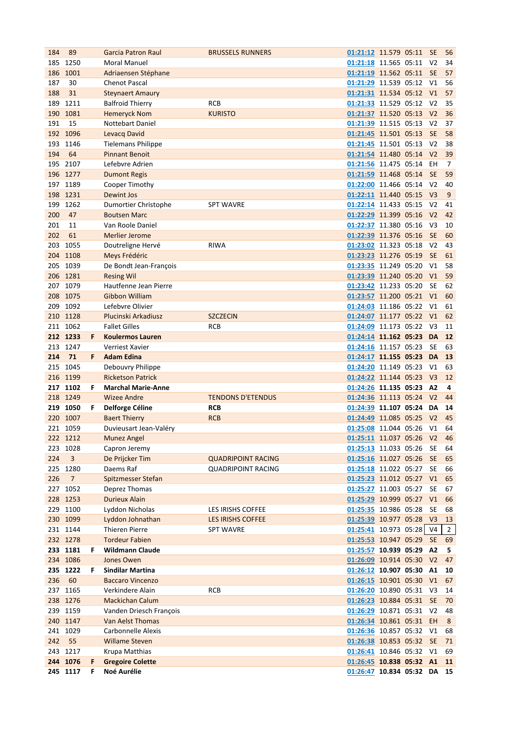| | | | | | | | | | |
|---|---|---|---|---|---|---|---|---|---|
| 184 | 89 | | Garcia Patron Raul | BRUSSELS RUNNERS | 01:21:12 | 11.579 | 05:11 | SE | 56 |
| 185 | 1250 | | Moral Manuel | | 01:21:18 | 11.565 | 05:11 | V2 | 34 |
| 186 | 1001 | | Adriaensen Stéphane | | 01:21:19 | 11.562 | 05:11 | SE | 57 |
| 187 | 30 | | Chenot Pascal | | 01:21:29 | 11.539 | 05:12 | V1 | 56 |
| 188 | 31 | | Steynaert Amaury | | 01:21:31 | 11.534 | 05:12 | V1 | 57 |
| 189 | 1211 | | Balfroid Thierry | RCB | 01:21:33 | 11.529 | 05:12 | V2 | 35 |
| 190 | 1081 | | Hemeryck Nom | KURISTO | 01:21:37 | 11.520 | 05:13 | V2 | 36 |
| 191 | 15 | | Nottebart Daniel | | 01:21:39 | 11.515 | 05:13 | V2 | 37 |
| 192 | 1096 | | Levacq David | | 01:21:45 | 11.501 | 05:13 | SE | 58 |
| 193 | 1146 | | Tielemans Philippe | | 01:21:45 | 11.501 | 05:13 | V2 | 38 |
| 194 | 64 | | Pinnant Benoit | | 01:21:54 | 11.480 | 05:14 | V2 | 39 |
| 195 | 2107 | | Lefebvre Adrien | | 01:21:56 | 11.475 | 05:14 | EH | 7 |
| 196 | 1277 | | Dumont Regis | | 01:21:59 | 11.468 | 05:14 | SE | 59 |
| 197 | 1189 | | Cooper Timothy | | 01:22:00 | 11.466 | 05:14 | V2 | 40 |
| 198 | 1231 | | Dewint Jos | | 01:22:11 | 11.440 | 05:15 | V3 | 9 |
| 199 | 1262 | | Dumortier Christophe | SPT WAVRE | 01:22:14 | 11.433 | 05:15 | V2 | 41 |
| 200 | 47 | | Boutsen Marc | | 01:22:29 | 11.399 | 05:16 | V2 | 42 |
| 201 | 11 | | Van Roole Daniel | | 01:22:37 | 11.380 | 05:16 | V3 | 10 |
| 202 | 61 | | Merlier Jerome | | 01:22:39 | 11.376 | 05:16 | SE | 60 |
| 203 | 1055 | | Doutreligne Hervé | RIWA | 01:23:02 | 11.323 | 05:18 | V2 | 43 |
| 204 | 1108 | | Meys Frédéric | | 01:23:23 | 11.276 | 05:19 | SE | 61 |
| 205 | 1039 | | De Bondt Jean-François | | 01:23:35 | 11.249 | 05:20 | V1 | 58 |
| 206 | 1281 | | Resing Wil | | 01:23:39 | 11.240 | 05:20 | V1 | 59 |
| 207 | 1079 | | Hautfenne Jean Pierre | | 01:23:42 | 11.233 | 05:20 | SE | 62 |
| 208 | 1075 | | Gibbon William | | 01:23:57 | 11.200 | 05:21 | V1 | 60 |
| 209 | 1092 | | Lefebvre Olivier | | 01:24:03 | 11.186 | 05:22 | V1 | 61 |
| 210 | 1128 | | Plucinski Arkadiusz | SZCZECIN | 01:24:07 | 11.177 | 05:22 | V1 | 62 |
| 211 | 1062 | | Fallet Gilles | RCB | 01:24:09 | 11.173 | 05:22 | V3 | 11 |
| **212** | **1233** | **F** | **Koulermos Lauren** | | **01:24:14** | **11.162** | **05:23** | **DA** | **12** |
| 213 | 1247 | | Verriest Xavier | | 01:24:16 | 11.157 | 05:23 | SE | 63 |
| **214** | **71** | **F** | **Adam Edina** | | **01:24:17** | **11.155** | **05:23** | **DA** | **13** |
| 215 | 1045 | | Debouvry Philippe | | 01:24:20 | 11.149 | 05:23 | V1 | 63 |
| 216 | 1199 | | Ricketson Patrick | | 01:24:22 | 11.144 | 05:23 | V3 | 12 |
| **217** | **1102** | **F** | **Marchal Marie-Anne** | | **01:24:26** | **11.135** | **05:23** | **A2** | **4** |
| 218 | 1249 | | Wizee Andre | TENDONS D'ETENDUS | 01:24:36 | 11.113 | 05:24 | V2 | 44 |
| **219** | **1050** | **F** | **Delforge Céline** | **RCB** | **01:24:39** | **11.107** | **05:24** | **DA** | **14** |
| 220 | 1007 | | Baert Thierry | RCB | 01:24:49 | 11.085 | 05:25 | V2 | 45 |
| 221 | 1059 | | Duvieusart Jean-Valéry | | 01:25:08 | 11.044 | 05:26 | V1 | 64 |
| 222 | 1212 | | Munez Angel | | 01:25:11 | 11.037 | 05:26 | V2 | 46 |
| 223 | 1028 | | Capron Jeremy | | 01:25:13 | 11.033 | 05:26 | SE | 64 |
| 224 | 3 | | De Prijcker Tim | QUADRIPOINT RACING | 01:25:16 | 11.027 | 05:26 | SE | 65 |
| 225 | 1280 | | Daems Raf | QUADRIPOINT RACING | 01:25:18 | 11.022 | 05:27 | SE | 66 |
| 226 | 7 | | Spitzmesser Stefan | | 01:25:23 | 11.012 | 05:27 | V1 | 65 |
| 227 | 1052 | | Deprez Thomas | | 01:25:27 | 11.003 | 05:27 | SE | 67 |
| 228 | 1253 | | Durieux Alain | | 01:25:29 | 10.999 | 05:27 | V1 | 66 |
| 229 | 1100 | | Lyddon Nicholas | LES IRISHS COFFEE | 01:25:35 | 10.986 | 05:28 | SE | 68 |
| 230 | 1099 | | Lyddon Johnathan | LES IRISHS COFFEE | 01:25:39 | 10.977 | 05:28 | V3 | 13 |
| 231 | 1144 | | Thieren Pierre | SPT WAVRE | 01:25:41 | 10.973 | 05:28 | V4 | 2 |
| 232 | 1278 | | Tordeur Fabien | | 01:25:53 | 10.947 | 05:29 | SE | 69 |
| **233** | **1181** | **F** | **Wildmann Claude** | | **01:25:57** | **10.939** | **05:29** | **A2** | **5** |
| 234 | 1086 | | Jones Owen | | 01:26:09 | 10.914 | 05:30 | V2 | 47 |
| **235** | **1222** | **F** | **Sindilar Martina** | | **01:26:12** | **10.907** | **05:30** | **A1** | **10** |
| 236 | 60 | | Baccaro Vincenzo | | 01:26:15 | 10.901 | 05:30 | V1 | 67 |
| 237 | 1165 | | Verkindere Alain | RCB | 01:26:20 | 10.890 | 05:31 | V3 | 14 |
| 238 | 1276 | | Mackichan Calum | | 01:26:23 | 10.884 | 05:31 | SE | 70 |
| 239 | 1159 | | Vanden Driesch François | | 01:26:29 | 10.871 | 05:31 | V2 | 48 |
| 240 | 1147 | | Van Aelst Thomas | | 01:26:34 | 10.861 | 05:31 | EH | 8 |
| 241 | 1029 | | Carbonnelle Alexis | | 01:26:36 | 10.857 | 05:32 | V1 | 68 |
| 242 | 55 | | Willame Steven | | 01:26:38 | 10.853 | 05:32 | SE | 71 |
| 243 | 1217 | | Krupa Matthias | | 01:26:41 | 10.846 | 05:32 | V1 | 69 |
| **244** | **1076** | **F** | **Gregoire Colette** | | **01:26:45** | **10.838** | **05:32** | **A1** | **11** |
| **245** | **1117** | **F** | **Noé Aurélie** | | **01:26:47** | **10.834** | **05:32** | **DA** | **15** |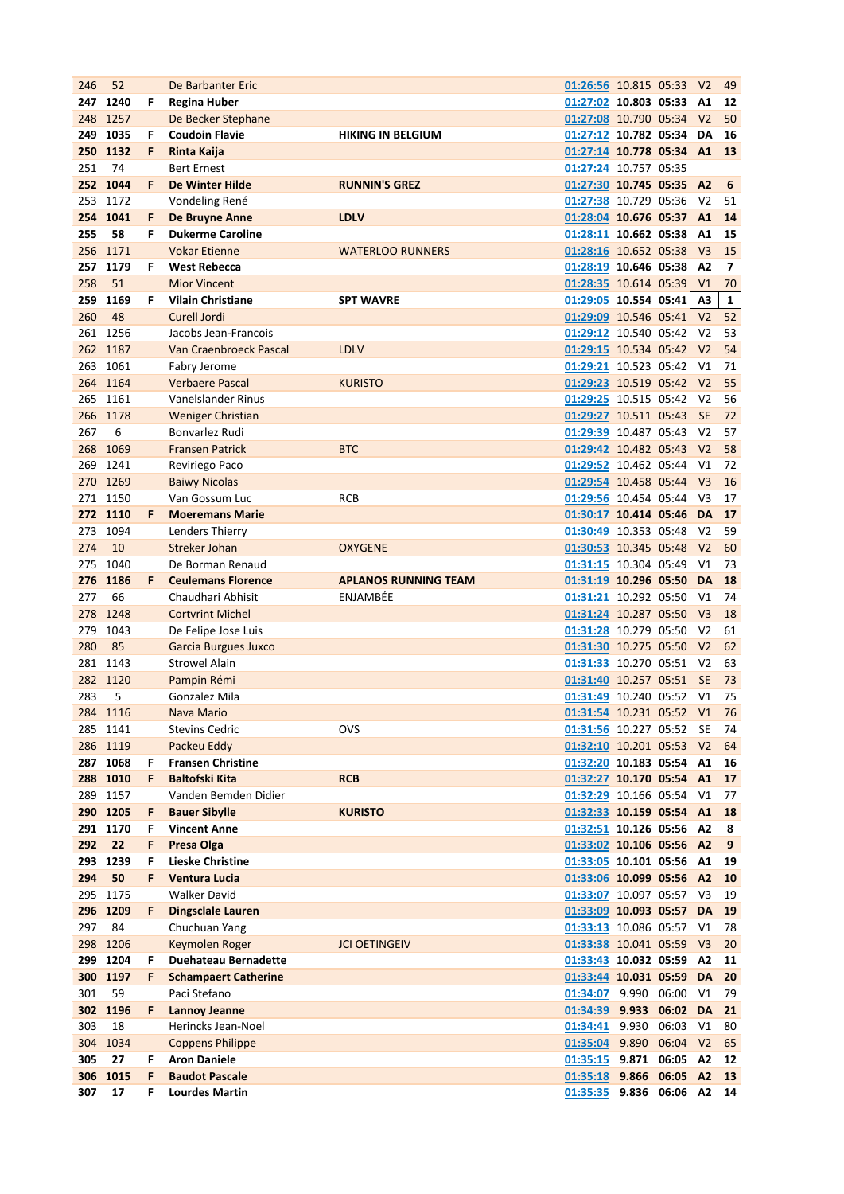| | | | | | | | | | |
|---|---|---|---|---|---|---|---|---|---|
| 246 | 52 | | De Barbanter Eric | | 01:26:56 | 10.815 | 05:33 | V2 | 49 |
| **247** | **1240** | **F** | **Regina Huber** | | 01:27:02 | **10.803** | **05:33** | **A1** | **12** |
| 248 | 1257 | | De Becker Stephane | | 01:27:08 | 10.790 | 05:34 | V2 | 50 |
| **249** | **1035** | **F** | **Coudoin Flavie** | **HIKING IN BELGIUM** | 01:27:12 | **10.782** | **05:34** | **DA** | **16** |
| **250** | **1132** | **F** | **Rinta Kaija** | | 01:27:14 | **10.778** | **05:34** | **A1** | **13** |
| 251 | 74 | | Bert Ernest | | 01:27:24 | 10.757 | 05:35 | | |
| **252** | **1044** | **F** | **De Winter Hilde** | **RUNNIN'S GREZ** | 01:27:30 | **10.745** | **05:35** | **A2** | **6** |
| 253 | 1172 | | Vondeling René | | 01:27:38 | 10.729 | 05:36 | V2 | 51 |
| **254** | **1041** | **F** | **De Bruyne Anne** | **LDLV** | 01:28:04 | **10.676** | **05:37** | **A1** | **14** |
| **255** | **58** | **F** | **Dukerme Caroline** | | 01:28:11 | **10.662** | **05:38** | **A1** | **15** |
| 256 | 1171 | | Vokar Etienne | WATERLOO RUNNERS | 01:28:16 | 10.652 | 05:38 | V3 | 15 |
| **257** | **1179** | **F** | **West Rebecca** | | 01:28:19 | **10.646** | **05:38** | **A2** | **7** |
| 258 | 51 | | Mior Vincent | | 01:28:35 | 10.614 | 05:39 | V1 | 70 |
| **259** | **1169** | **F** | **Vilain Christiane** | **SPT WAVRE** | 01:29:05 | **10.554** | **05:41** | **A3** | **1** |
| 260 | 48 | | Curell Jordi | | 01:29:09 | 10.546 | 05:41 | V2 | 52 |
| 261 | 1256 | | Jacobs Jean-Francois | | 01:29:12 | 10.540 | 05:42 | V2 | 53 |
| 262 | 1187 | | Van Craenbroeck Pascal | LDLV | 01:29:15 | 10.534 | 05:42 | V2 | 54 |
| 263 | 1061 | | Fabry Jerome | | 01:29:21 | 10.523 | 05:42 | V1 | 71 |
| 264 | 1164 | | Verbaere Pascal | KURISTO | 01:29:23 | 10.519 | 05:42 | V2 | 55 |
| 265 | 1161 | | Vanelslander Rinus | | 01:29:25 | 10.515 | 05:42 | V2 | 56 |
| 266 | 1178 | | Weniger Christian | | 01:29:27 | 10.511 | 05:43 | SE | 72 |
| 267 | 6 | | Bonvarlez Rudi | | 01:29:39 | 10.487 | 05:43 | V2 | 57 |
| 268 | 1069 | | Fransen Patrick | BTC | 01:29:42 | 10.482 | 05:43 | V2 | 58 |
| 269 | 1241 | | Reviriego Paco | | 01:29:52 | 10.462 | 05:44 | V1 | 72 |
| 270 | 1269 | | Baiwy Nicolas | | 01:29:54 | 10.458 | 05:44 | V3 | 16 |
| 271 | 1150 | | Van Gossum Luc | RCB | 01:29:56 | 10.454 | 05:44 | V3 | 17 |
| **272** | **1110** | **F** | **Moeremans Marie** | | 01:30:17 | **10.414** | **05:46** | **DA** | **17** |
| 273 | 1094 | | Lenders Thierry | | 01:30:49 | 10.353 | 05:48 | V2 | 59 |
| 274 | 10 | | Streker Johan | OXYGENE | 01:30:53 | 10.345 | 05:48 | V2 | 60 |
| 275 | 1040 | | De Borman Renaud | | 01:31:15 | 10.304 | 05:49 | V1 | 73 |
| **276** | **1186** | **F** | **Ceulemans Florence** | **APLANOS RUNNING TEAM** | 01:31:19 | **10.296** | **05:50** | **DA** | **18** |
| 277 | 66 | | Chaudhari Abhisit | ENJAMBÉE | 01:31:21 | 10.292 | 05:50 | V1 | 74 |
| 278 | 1248 | | Cortvrint Michel | | 01:31:24 | 10.287 | 05:50 | V3 | 18 |
| 279 | 1043 | | De Felipe Jose Luis | | 01:31:28 | 10.279 | 05:50 | V2 | 61 |
| 280 | 85 | | Garcia Burgues Juxco | | 01:31:30 | 10.275 | 05:50 | V2 | 62 |
| 281 | 1143 | | Strowel Alain | | 01:31:33 | 10.270 | 05:51 | V2 | 63 |
| 282 | 1120 | | Pampin Rémi | | 01:31:40 | 10.257 | 05:51 | SE | 73 |
| 283 | 5 | | Gonzalez Mila | | 01:31:49 | 10.240 | 05:52 | V1 | 75 |
| 284 | 1116 | | Nava Mario | | 01:31:54 | 10.231 | 05:52 | V1 | 76 |
| 285 | 1141 | | Stevins Cedric | OVS | 01:31:56 | 10.227 | 05:52 | SE | 74 |
| 286 | 1119 | | Packeu Eddy | | 01:32:10 | 10.201 | 05:53 | V2 | 64 |
| **287** | **1068** | **F** | **Fransen Christine** | | 01:32:20 | **10.183** | **05:54** | **A1** | **16** |
| **288** | **1010** | **F** | **Baltofski Kita** | **RCB** | 01:32:27 | **10.170** | **05:54** | **A1** | **17** |
| 289 | 1157 | | Vanden Bemden Didier | | 01:32:29 | 10.166 | 05:54 | V1 | 77 |
| **290** | **1205** | **F** | **Bauer Sibylle** | **KURISTO** | 01:32:33 | **10.159** | **05:54** | **A1** | **18** |
| **291** | **1170** | **F** | **Vincent Anne** | | 01:32:51 | **10.126** | **05:56** | **A2** | **8** |
| **292** | **22** | **F** | **Presa Olga** | | 01:33:02 | **10.106** | **05:56** | **A2** | **9** |
| **293** | **1239** | **F** | **Lieske Christine** | | 01:33:05 | **10.101** | **05:56** | **A1** | **19** |
| **294** | **50** | **F** | **Ventura Lucia** | | 01:33:06 | **10.099** | **05:56** | **A2** | **10** |
| 295 | 1175 | | Walker David | | 01:33:07 | 10.097 | 05:57 | V3 | 19 |
| **296** | **1209** | **F** | **Dingsclale Lauren** | | 01:33:09 | **10.093** | **05:57** | **DA** | **19** |
| 297 | 84 | | Chuchuan Yang | | 01:33:13 | 10.086 | 05:57 | V1 | 78 |
| 298 | 1206 | | Keymolen Roger | JCI OETINGEIV | 01:33:38 | 10.041 | 05:59 | V3 | 20 |
| **299** | **1204** | **F** | **Duehateau Bernadette** | | 01:33:43 | **10.032** | **05:59** | **A2** | **11** |
| **300** | **1197** | **F** | **Schampaert Catherine** | | 01:33:44 | **10.031** | **05:59** | **DA** | **20** |
| 301 | 59 | | Paci Stefano | | 01:34:07 | 9.990 | 06:00 | V1 | 79 |
| **302** | **1196** | **F** | **Lannoy Jeanne** | | 01:34:39 | **9.933** | **06:02** | **DA** | **21** |
| 303 | 18 | | Herincks Jean-Noel | | 01:34:41 | 9.930 | 06:03 | V1 | 80 |
| 304 | 1034 | | Coppens Philippe | | 01:35:04 | 9.890 | 06:04 | V2 | 65 |
| **305** | **27** | **F** | **Aron Daniele** | | 01:35:15 | **9.871** | **06:05** | **A2** | **12** |
| **306** | **1015** | **F** | **Baudot Pascale** | | 01:35:18 | **9.866** | **06:05** | **A2** | **13** |
| **307** | **17** | **F** | **Lourdes Martin** | | 01:35:35 | **9.836** | **06:06** | **A2** | **14** |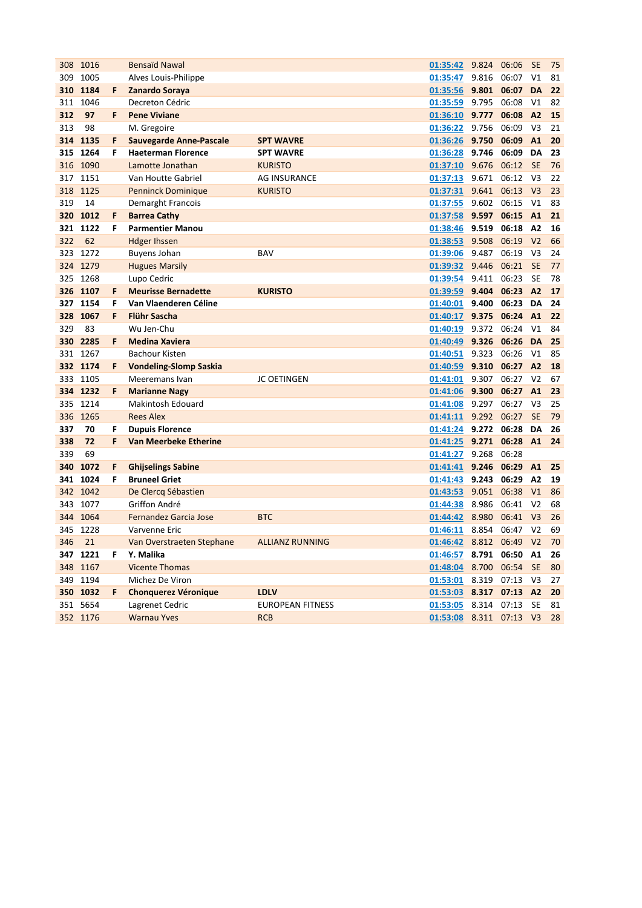| | | | | | | | | | |
|---|---|---|---|---|---|---|---|---|---|
| 308 | 1016 | | Bensaïd Nawal | | 01:35:42 | 9.824 | 06:06 | SE | 75 |
| 309 | 1005 | | Alves Louis-Philippe | | 01:35:47 | 9.816 | 06:07 | V1 | 81 |
| **310** | **1184** | **F** | **Zanardo Soraya** | | **01:35:56** | **9.801** | **06:07** | **DA** | **22** |
| 311 | 1046 | | Decreton Cédric | | 01:35:59 | 9.795 | 06:08 | V1 | 82 |
| **312** | **97** | **F** | **Pene Viviane** | | **01:36:10** | **9.777** | **06:08** | **A2** | **15** |
| 313 | 98 | | M. Gregoire | | 01:36:22 | 9.756 | 06:09 | V3 | 21 |
| **314** | **1135** | **F** | **Sauvegarde Anne-Pascale** | **SPT WAVRE** | **01:36:26** | **9.750** | **06:09** | **A1** | **20** |
| **315** | **1264** | **F** | **Haeterman Florence** | **SPT WAVRE** | **01:36:28** | **9.746** | **06:09** | **DA** | **23** |
| 316 | 1090 | | Lamotte Jonathan | KURISTO | 01:37:10 | 9.676 | 06:12 | SE | 76 |
| 317 | 1151 | | Van Houtte Gabriel | AG INSURANCE | 01:37:13 | 9.671 | 06:12 | V3 | 22 |
| 318 | 1125 | | Penninck Dominique | KURISTO | 01:37:31 | 9.641 | 06:13 | V3 | 23 |
| 319 | 14 | | Demarght Francois | | 01:37:55 | 9.602 | 06:15 | V1 | 83 |
| **320** | **1012** | **F** | **Barrea Cathy** | | **01:37:58** | **9.597** | **06:15** | **A1** | **21** |
| **321** | **1122** | **F** | **Parmentier Manou** | | **01:38:46** | **9.519** | **06:18** | **A2** | **16** |
| 322 | 62 | | Hdger Ihssen | | 01:38:53 | 9.508 | 06:19 | V2 | 66 |
| 323 | 1272 | | Buyens Johan | BAV | 01:39:06 | 9.487 | 06:19 | V3 | 24 |
| 324 | 1279 | | Hugues Marsily | | 01:39:32 | 9.446 | 06:21 | SE | 77 |
| 325 | 1268 | | Lupo Cedric | | 01:39:54 | 9.411 | 06:23 | SE | 78 |
| **326** | **1107** | **F** | **Meurisse Bernadette** | **KURISTO** | **01:39:59** | **9.404** | **06:23** | **A2** | **17** |
| **327** | **1154** | **F** | **Van Vlaenderen Céline** | | **01:40:01** | **9.400** | **06:23** | **DA** | **24** |
| **328** | **1067** | **F** | **Flühr Sascha** | | **01:40:17** | **9.375** | **06:24** | **A1** | **22** |
| 329 | 83 | | Wu Jen-Chu | | 01:40:19 | 9.372 | 06:24 | V1 | 84 |
| **330** | **2285** | **F** | **Medina Xaviera** | | **01:40:49** | **9.326** | **06:26** | **DA** | **25** |
| 331 | 1267 | | Bachour Kisten | | 01:40:51 | 9.323 | 06:26 | V1 | 85 |
| **332** | **1174** | **F** | **Vondeling-Slomp Saskia** | | **01:40:59** | **9.310** | **06:27** | **A2** | **18** |
| 333 | 1105 | | Meeremans Ivan | JC OETINGEN | 01:41:01 | 9.307 | 06:27 | V2 | 67 |
| **334** | **1232** | **F** | **Marianne Nagy** | | **01:41:06** | **9.300** | **06:27** | **A1** | **23** |
| 335 | 1214 | | Makintosh Edouard | | 01:41:08 | 9.297 | 06:27 | V3 | 25 |
| 336 | 1265 | | Rees Alex | | 01:41:11 | 9.292 | 06:27 | SE | 79 |
| **337** | **70** | **F** | **Dupuis Florence** | | **01:41:24** | **9.272** | **06:28** | **DA** | **26** |
| **338** | **72** | **F** | **Van Meerbeke Etherine** | | **01:41:25** | **9.271** | **06:28** | **A1** | **24** |
| 339 | 69 | | | | 01:41:27 | 9.268 | 06:28 | | |
| **340** | **1072** | **F** | **Ghijselings Sabine** | | **01:41:41** | **9.246** | **06:29** | **A1** | **25** |
| **341** | **1024** | **F** | **Bruneel Griet** | | **01:41:43** | **9.243** | **06:29** | **A2** | **19** |
| 342 | 1042 | | De Clercq Sébastien | | 01:43:53 | 9.051 | 06:38 | V1 | 86 |
| 343 | 1077 | | Griffon André | | 01:44:38 | 8.986 | 06:41 | V2 | 68 |
| 344 | 1064 | | Fernandez Garcia Jose | BTC | 01:44:42 | 8.980 | 06:41 | V3 | 26 |
| 345 | 1228 | | Varvenne Eric | | 01:46:11 | 8.854 | 06:47 | V2 | 69 |
| 346 | 21 | | Van Overstraeten Stephane | ALLIANZ RUNNING | 01:46:42 | 8.812 | 06:49 | V2 | 70 |
| **347** | **1221** | **F** | **Y. Malika** | | **01:46:57** | **8.791** | **06:50** | **A1** | **26** |
| 348 | 1167 | | Vicente Thomas | | 01:48:04 | 8.700 | 06:54 | SE | 80 |
| 349 | 1194 | | Michez De Viron | | 01:53:01 | 8.319 | 07:13 | V3 | 27 |
| **350** | **1032** | **F** | **Chonquerez Véronique** | **LDLV** | **01:53:03** | **8.317** | **07:13** | **A2** | **20** |
| 351 | 5654 | | Lagrenet Cedric | EUROPEAN FITNESS | 01:53:05 | 8.314 | 07:13 | SE | 81 |
| 352 | 1176 | | Warnau Yves | RCB | 01:53:08 | 8.311 | 07:13 | V3 | 28 |